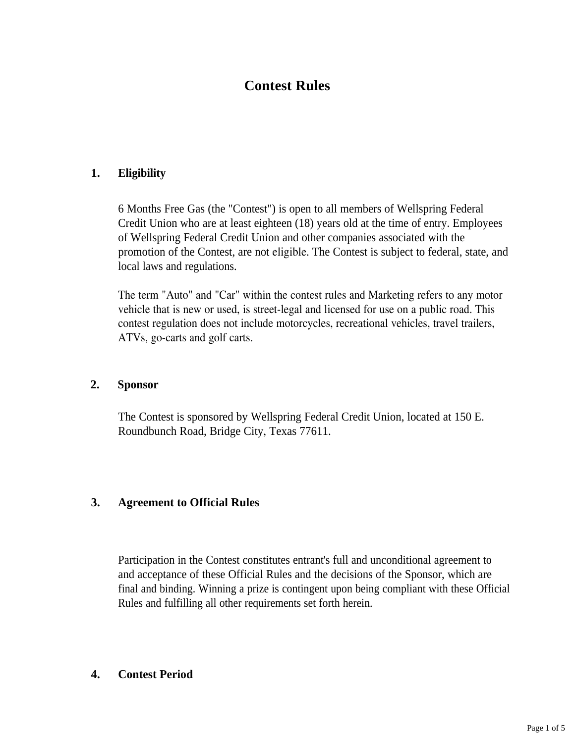# Contest Rules

## 1. Eligibility

6 Months Free Gas (the "Contest") is open to all members of Wellspring Federal Credit Union who are at least eighteen (18) years old at the time of entry. Employees of Wellspring Federal Credit Union and other companies associated with the promotion of the Contest, are not eligible. The Contest is subject to federal, state, and local laws and regulations.

The term "Auto" and "Car" within the contest rules and Marketing refers to any motor vehicle that is new or used, is street-legal and licensed for use on a public road. This contest regulation does not include motorcycles, recreational vehicles, travel trailers, ATVs, go-carts and golf carts.

## 2. Sponsor

The Contest is sponsored by Wellspring Federal Credit Union, located at 150 E. Roundbunch Road, Bridge City, Texas 77611.

## 3. Agreement to Official Rules

Participation in the Contest constitutes entrant's full and unconditional agreement to and acceptance of these Official Rules and the decisions of the Sponsor, which are final and binding. Winning a prize is contingent upon being compliant with these Official Rules and fulfilling all other requirements set forth herein.

## 4. Contest Period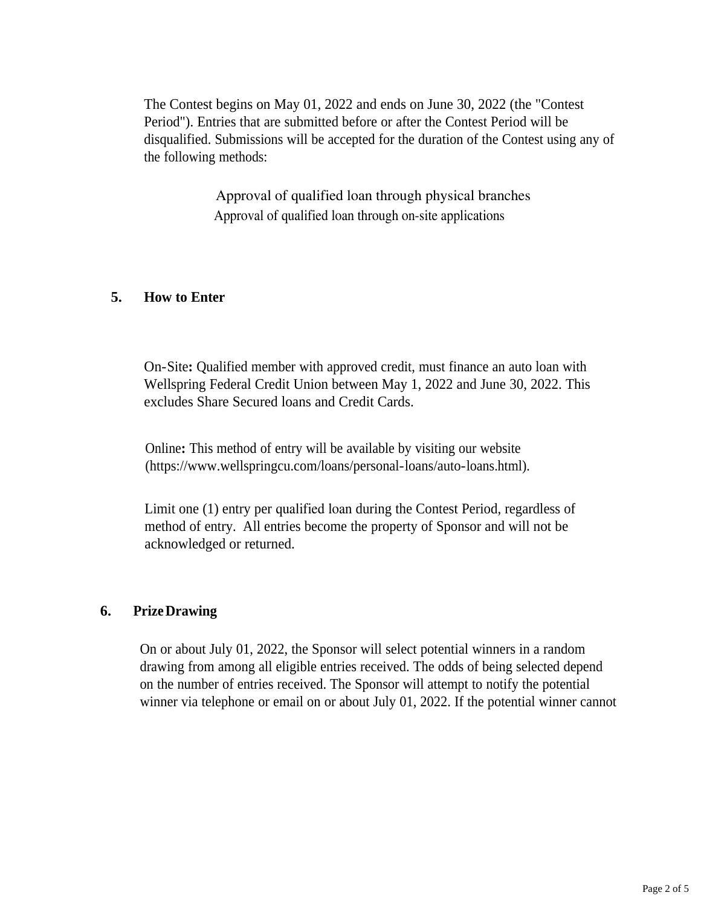The Contest begins on May 01, 2022 and ends on June 30, 2022 (the "Contest Period"). Entries that are submitted before or after the Contest Period will be disqualified. Submissions will be accepted for the duration of the Contest using any of the following methods:

Approval of qualified loan through physical branches
Approval of qualified loan through on-site applications

## 5. How to Enter

On-Site**:** Qualified member with approved credit, must finance an auto loan with Wellspring Federal Credit Union between May 1, 2022 and June 30, 2022. This excludes Share Secured loans and Credit Cards.

Online**:** This method of entry will be available by visiting our website (https://www.wellspringcu.com/loans/personal-loans/auto-loans.html).

Limit one (1) entry per qualified loan during the Contest Period, regardless of method of entry. All entries become the property of Sponsor and will not be acknowledged or returned.

## 6. Prize Drawing

On or about July 01, 2022, the Sponsor will select potential winners in a random drawing from among all eligible entries received. The odds of being selected depend on the number of entries received. The Sponsor will attempt to notify the potential winner via telephone or email on or about July 01, 2022. If the potential winner cannot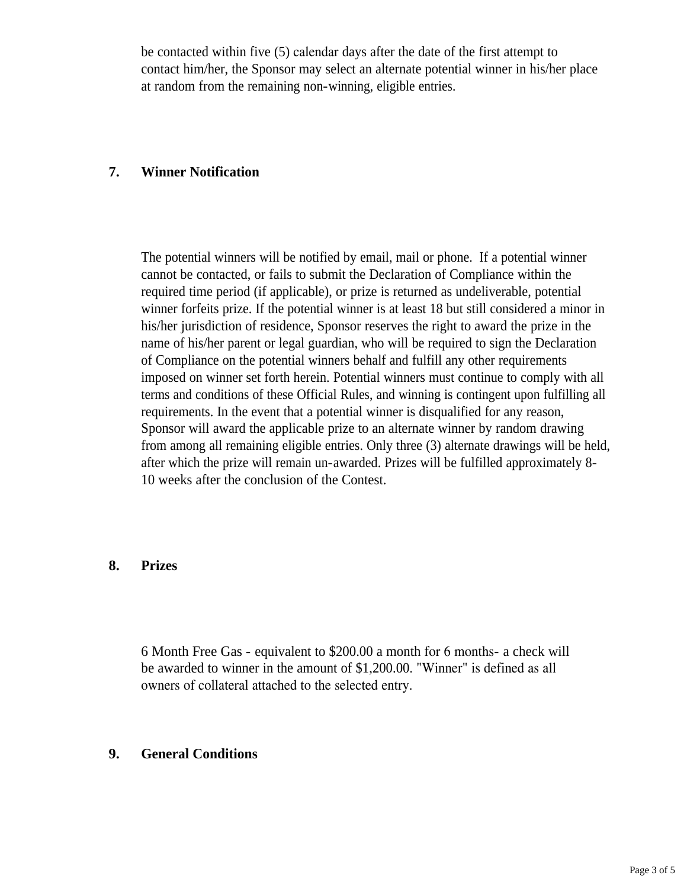be contacted within five (5) calendar days after the date of the first attempt to contact him/her, the Sponsor may select an alternate potential winner in his/her place at random from the remaining non-winning, eligible entries.

## 7. Winner Notification

The potential winners will be notified by email, mail or phone. If a potential winner cannot be contacted, or fails to submit the Declaration of Compliance within the required time period (if applicable), or prize is returned as undeliverable, potential winner forfeits prize. If the potential winner is at least 18 but still considered a minor in his/her jurisdiction of residence, Sponsor reserves the right to award the prize in the name of his/her parent or legal guardian, who will be required to sign the Declaration of Compliance on the potential winners behalf and fulfill any other requirements imposed on winner set forth herein. Potential winners must continue to comply with all terms and conditions of these Official Rules, and winning is contingent upon fulfilling all requirements. In the event that a potential winner is disqualified for any reason, Sponsor will award the applicable prize to an alternate winner by random drawing from among all remaining eligible entries. Only three (3) alternate drawings will be held, after which the prize will remain un-awarded. Prizes will be fulfilled approximately 8-10 weeks after the conclusion of the Contest.

## 8. Prizes

6 Month Free Gas - equivalent to $200.00 a month for 6 months- a check will be awarded to winner in the amount of $1,200.00. "Winner" is defined as all owners of collateral attached to the selected entry.

## 9. General Conditions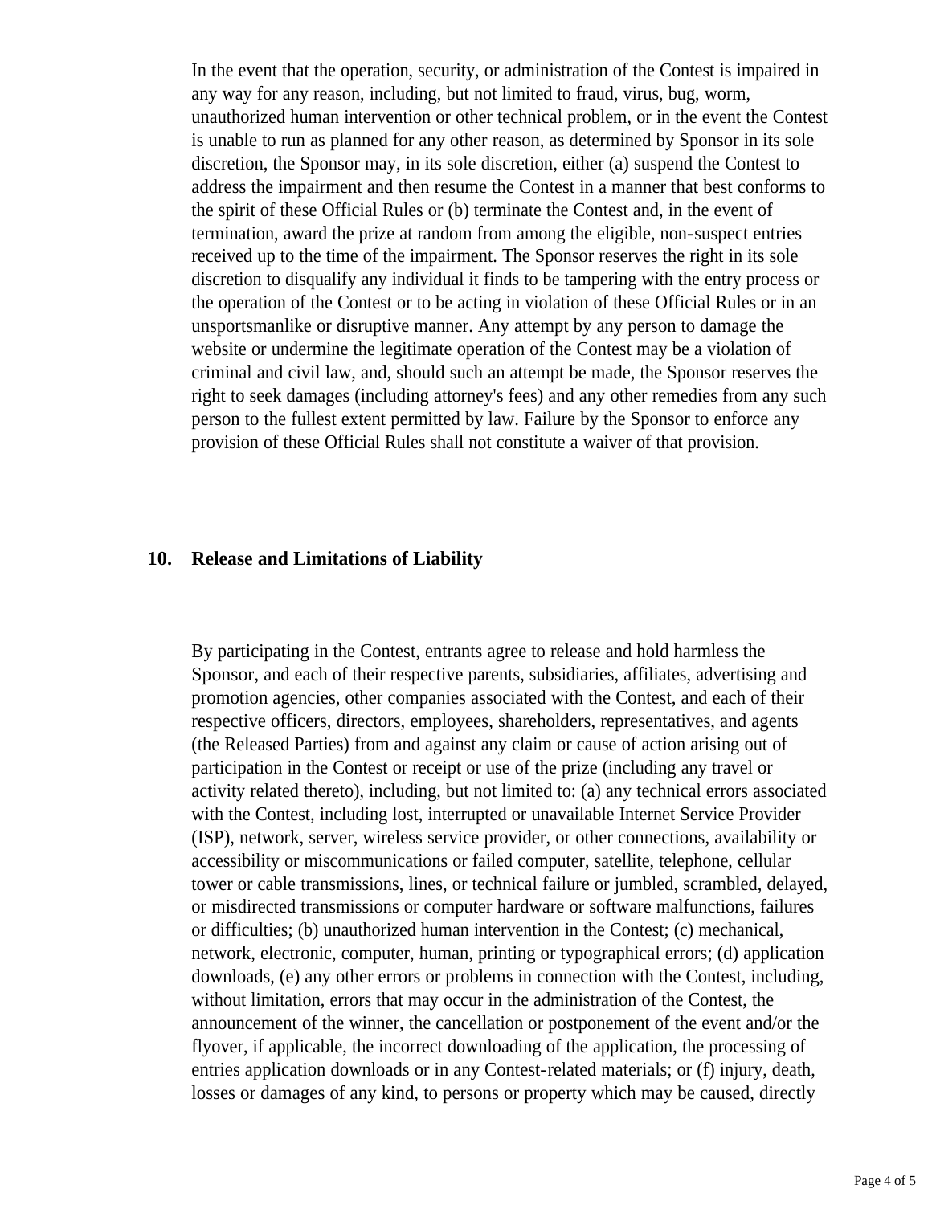In the event that the operation, security, or administration of the Contest is impaired in any way for any reason, including, but not limited to fraud, virus, bug, worm, unauthorized human intervention or other technical problem, or in the event the Contest is unable to run as planned for any other reason, as determined by Sponsor in its sole discretion, the Sponsor may, in its sole discretion, either (a) suspend the Contest to address the impairment and then resume the Contest in a manner that best conforms to the spirit of these Official Rules or (b) terminate the Contest and, in the event of termination, award the prize at random from among the eligible, non-suspect entries received up to the time of the impairment. The Sponsor reserves the right in its sole discretion to disqualify any individual it finds to be tampering with the entry process or the operation of the Contest or to be acting in violation of these Official Rules or in an unsportsmanlike or disruptive manner. Any attempt by any person to damage the website or undermine the legitimate operation of the Contest may be a violation of criminal and civil law, and, should such an attempt be made, the Sponsor reserves the right to seek damages (including attorney's fees) and any other remedies from any such person to the fullest extent permitted by law. Failure by the Sponsor to enforce any provision of these Official Rules shall not constitute a waiver of that provision.

## 10. Release and Limitations of Liability

By participating in the Contest, entrants agree to release and hold harmless the Sponsor, and each of their respective parents, subsidiaries, affiliates, advertising and promotion agencies, other companies associated with the Contest, and each of their respective officers, directors, employees, shareholders, representatives, and agents (the Released Parties) from and against any claim or cause of action arising out of participation in the Contest or receipt or use of the prize (including any travel or activity related thereto), including, but not limited to: (a) any technical errors associated with the Contest, including lost, interrupted or unavailable Internet Service Provider (ISP), network, server, wireless service provider, or other connections, availability or accessibility or miscommunications or failed computer, satellite, telephone, cellular tower or cable transmissions, lines, or technical failure or jumbled, scrambled, delayed, or misdirected transmissions or computer hardware or software malfunctions, failures or difficulties; (b) unauthorized human intervention in the Contest; (c) mechanical, network, electronic, computer, human, printing or typographical errors; (d) application downloads, (e) any other errors or problems in connection with the Contest, including, without limitation, errors that may occur in the administration of the Contest, the announcement of the winner, the cancellation or postponement of the event and/or the flyover, if applicable, the incorrect downloading of the application, the processing of entries application downloads or in any Contest-related materials; or (f) injury, death, losses or damages of any kind, to persons or property which may be caused, directly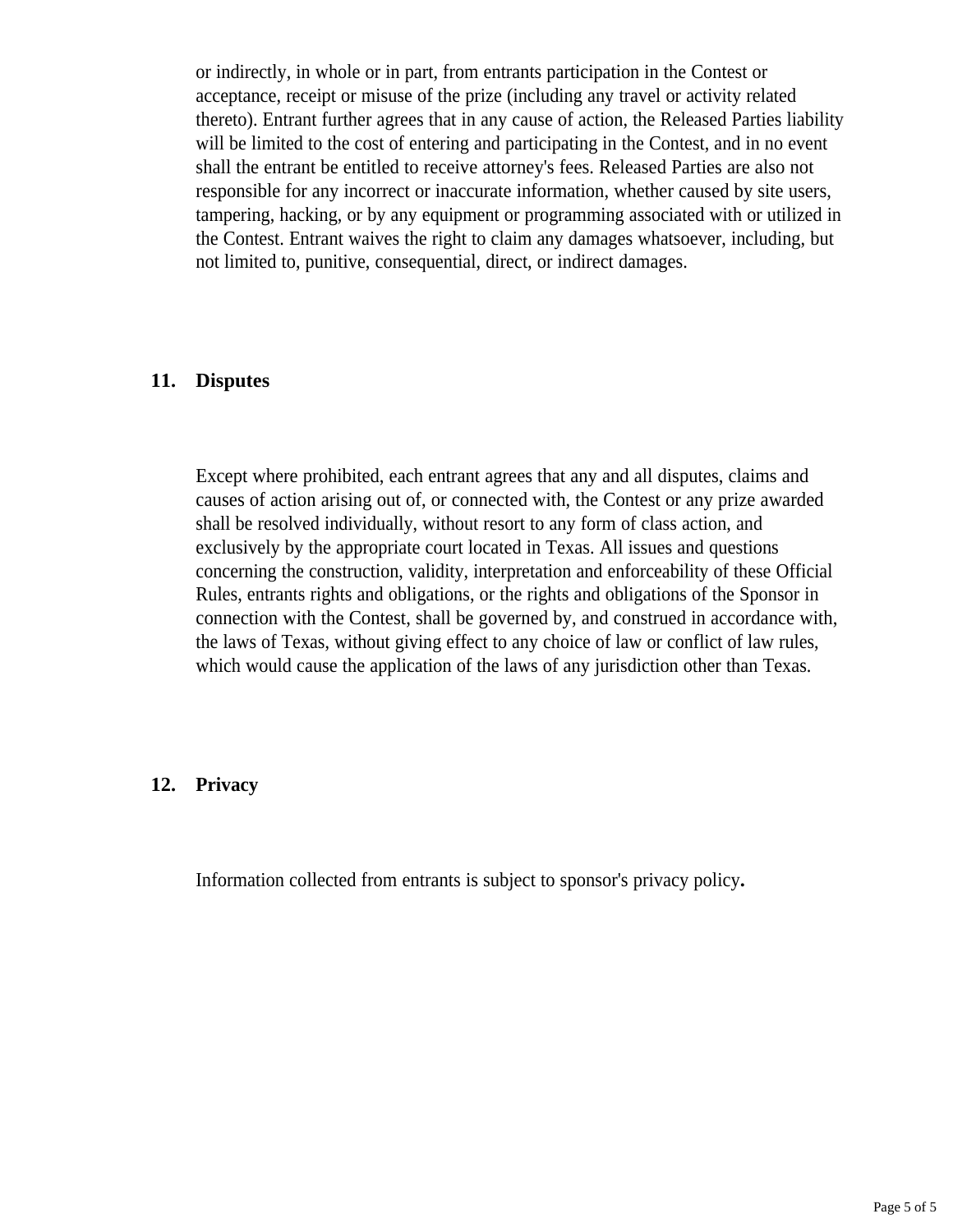or indirectly, in whole or in part, from entrants participation in the Contest or acceptance, receipt or misuse of the prize (including any travel or activity related thereto). Entrant further agrees that in any cause of action, the Released Parties liability will be limited to the cost of entering and participating in the Contest, and in no event shall the entrant be entitled to receive attorney's fees. Released Parties are also not responsible for any incorrect or inaccurate information, whether caused by site users, tampering, hacking, or by any equipment or programming associated with or utilized in the Contest. Entrant waives the right to claim any damages whatsoever, including, but not limited to, punitive, consequential, direct, or indirect damages.

## 11. Disputes

Except where prohibited, each entrant agrees that any and all disputes, claims and causes of action arising out of, or connected with, the Contest or any prize awarded shall be resolved individually, without resort to any form of class action, and exclusively by the appropriate court located in Texas. All issues and questions concerning the construction, validity, interpretation and enforceability of these Official Rules, entrants rights and obligations, or the rights and obligations of the Sponsor in connection with the Contest, shall be governed by, and construed in accordance with, the laws of Texas, without giving effect to any choice of law or conflict of law rules, which would cause the application of the laws of any jurisdiction other than Texas.

## 12. Privacy

Information collected from entrants is subject to sponsor's privacy policy**.**